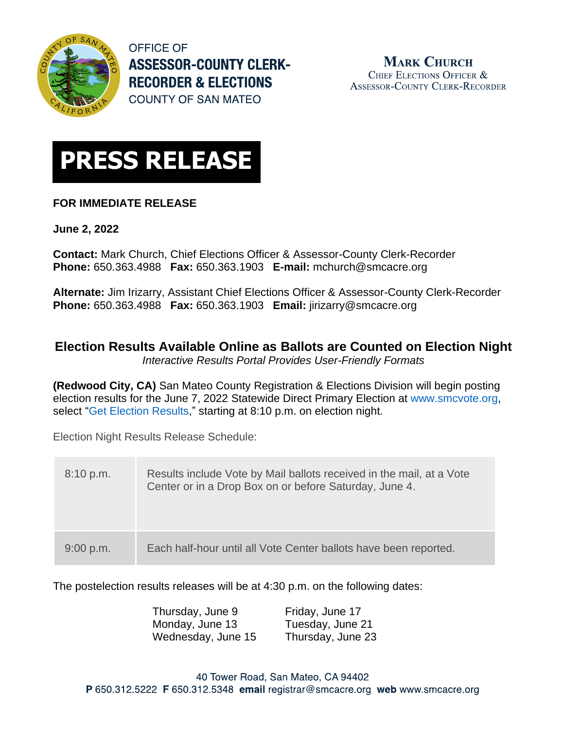OFFICE OF
**ASSESSOR-COUNTY CLERK-RECORDER & ELECTIONS**
COUNTY OF SAN MATEO

**MARK CHURCH**
CHIEF ELECTIONS OFFICER & ASSESSOR-COUNTY CLERK-RECORDER

# PRESS RELEASE

**FOR IMMEDIATE RELEASE**

**June 2, 2022**

**Contact:** Mark Church, Chief Elections Officer & Assessor-County Clerk-Recorder
**Phone:** 650.363.4988 **Fax:** 650.363.1903 **E-mail:** mchurch@smcacre.org

**Alternate:** Jim Irizarry, Assistant Chief Elections Officer & Assessor-County Clerk-Recorder
**Phone:** 650.363.4988 **Fax:** 650.363.1903 **Email:** jirizarry@smcacre.org

## Election Results Available Online as Ballots are Counted on Election Night

*Interactive Results Portal Provides User-Friendly Formats*

**(Redwood City, CA)** San Mateo County Registration & Elections Division will begin posting election results for the June 7, 2022 Statewide Direct Primary Election at www.smcvote.org, select "Get Election Results," starting at 8:10 p.m. on election night.

Election Night Results Release Schedule:

| Time | Description |
|---|---|
| 8:10 p.m. | Results include Vote by Mail ballots received in the mail, at a Vote Center or in a Drop Box on or before Saturday, June 4. |
| 9:00 p.m. | Each half-hour until all Vote Center ballots have been reported. |

The postelection results releases will be at 4:30 p.m. on the following dates:

| | |
|---|---|
| Thursday, June 9 | Friday, June 17 |
| Monday, June 13 | Tuesday, June 21 |
| Wednesday, June 15 | Thursday, June 23 |

40 Tower Road, San Mateo, CA 94402
**P** 650.312.5222 **F** 650.312.5348 **email** registrar@smcacre.org **web** www.smcacre.org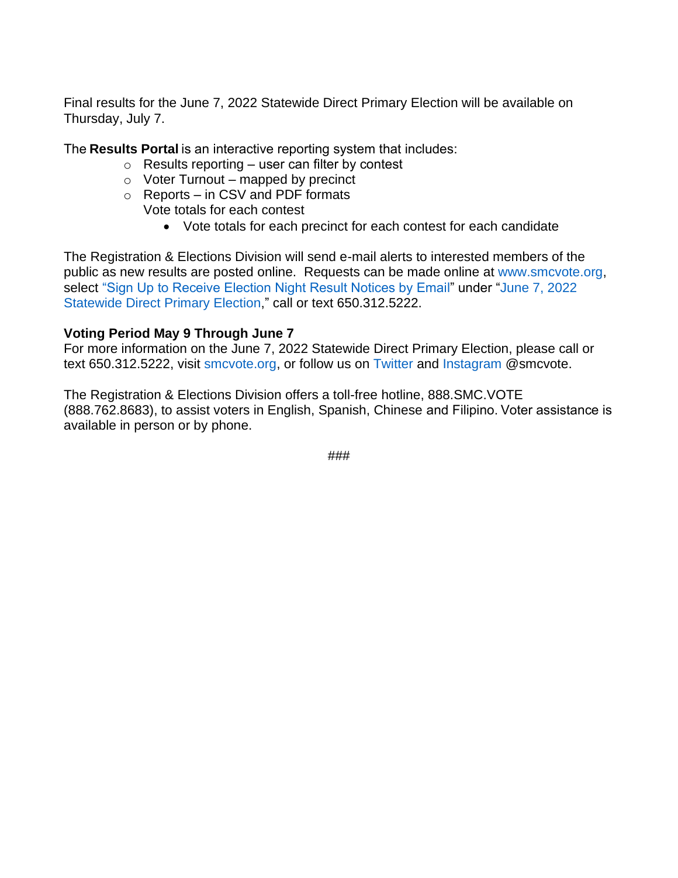Final results for the June 7, 2022 Statewide Direct Primary Election will be available on Thursday, July 7.

The **Results Portal** is an interactive reporting system that includes:

- Results reporting – user can filter by contest
- Voter Turnout – mapped by precinct
- Reports – in CSV and PDF formats
  Vote totals for each contest
    - Vote totals for each precinct for each contest for each candidate

The Registration & Elections Division will send e-mail alerts to interested members of the public as new results are posted online. Requests can be made online at www.smcvote.org, select "Sign Up to Receive Election Night Result Notices by Email" under "June 7, 2022 Statewide Direct Primary Election," call or text 650.312.5222.

**Voting Period May 9 Through June 7**

For more information on the June 7, 2022 Statewide Direct Primary Election, please call or text 650.312.5222, visit smcvote.org, or follow us on Twitter and Instagram @smcvote.

The Registration & Elections Division offers a toll-free hotline, 888.SMC.VOTE (888.762.8683), to assist voters in English, Spanish, Chinese and Filipino. Voter assistance is available in person or by phone.

###